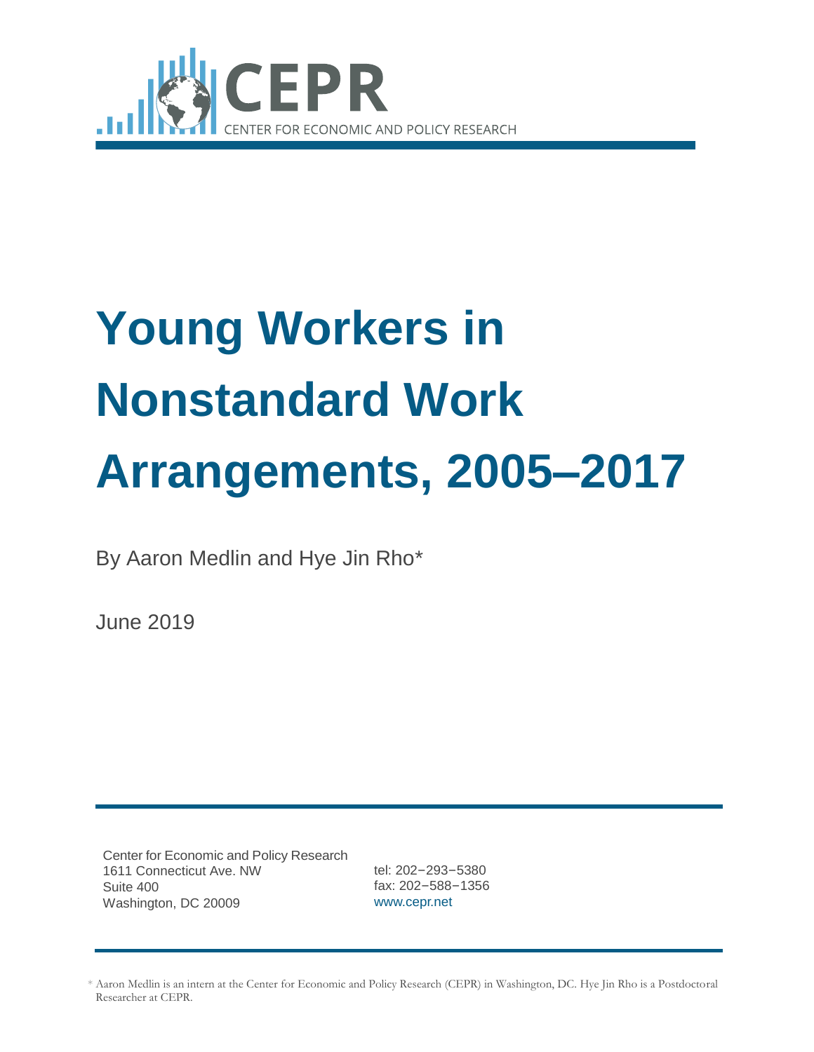CEPR

CENTER FOR ECONOMIC AND POLICY RESEARCH

# Young Workers in Nonstandard Work Arrangements, 2005–2017

By Aaron Medlin and Hye Jin Rho*

June 2019

Center for Economic and Policy Research
1611 Connecticut Ave. NW
Suite 400
Washington, DC 20009

tel: 202−293−5380
fax: 202−588−1356
www.cepr.net

* Aaron Medlin is an intern at the Center for Economic and Policy Research (CEPR) in Washington, DC. Hye Jin Rho is a Postdoctoral Researcher at CEPR.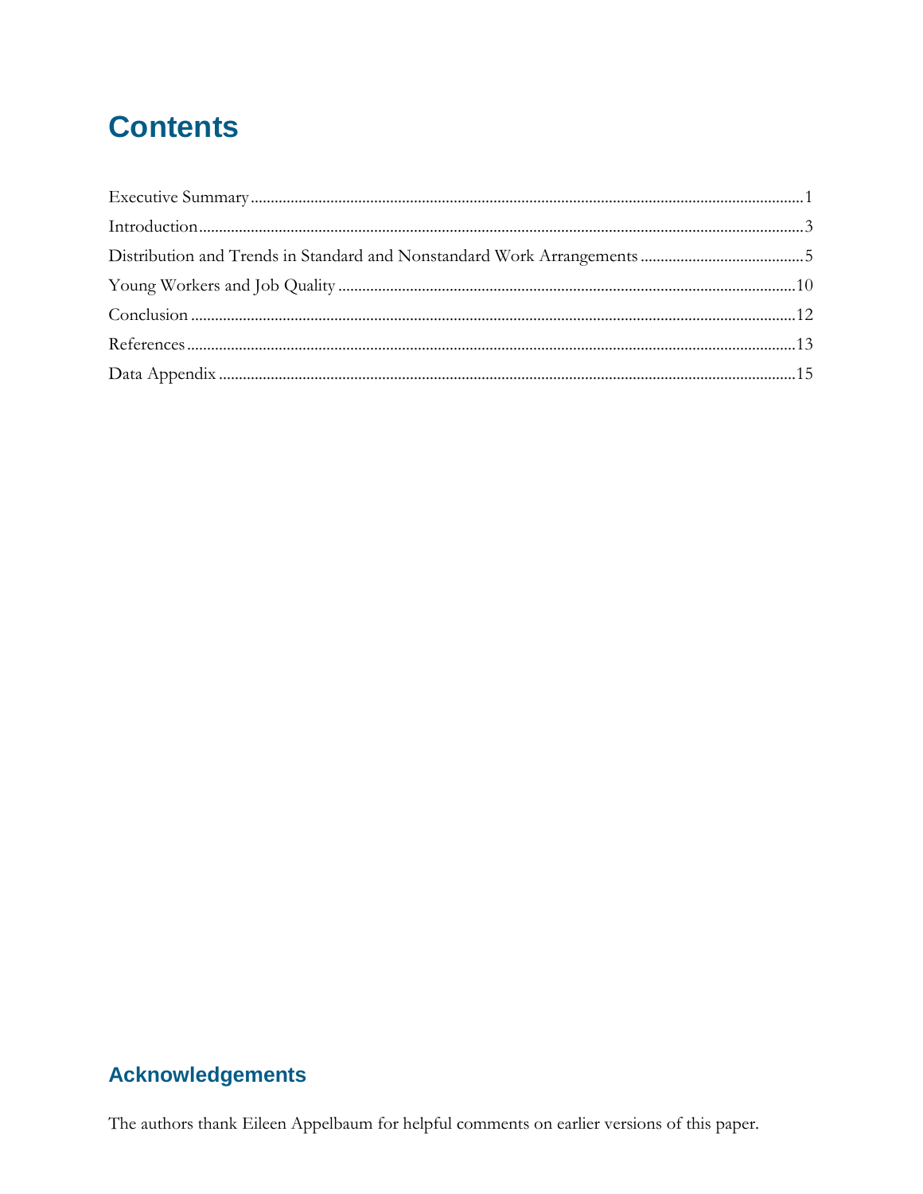# Contents

Executive Summary ........................................................................................................................................1

Introduction ....................................................................................................................................................3

Distribution and Trends in Standard and Nonstandard Work Arrangements ........................................5

Young Workers and Job Quality ...............................................................................................................10

Conclusion ....................................................................................................................................................12

References .....................................................................................................................................................13

Data Appendix .............................................................................................................................................15

## Acknowledgements

The authors thank Eileen Appelbaum for helpful comments on earlier versions of this paper.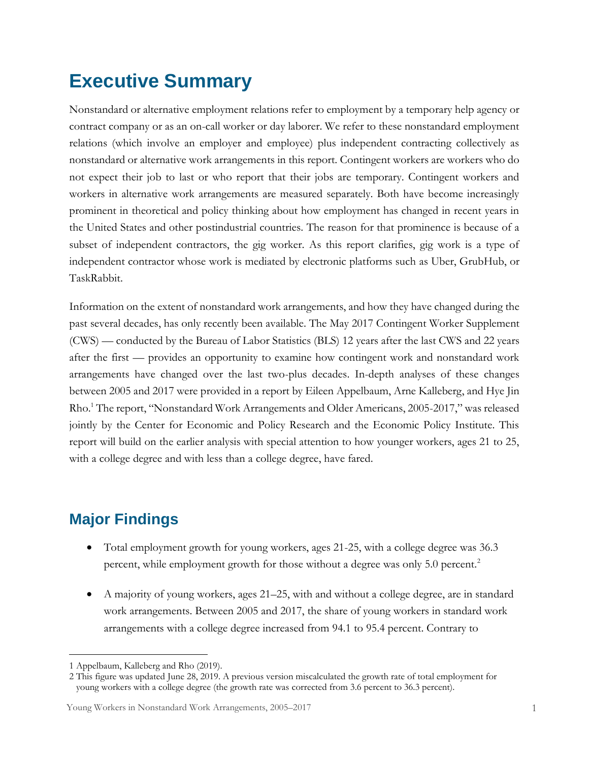# Executive Summary

Nonstandard or alternative employment relations refer to employment by a temporary help agency or contract company or as an on-call worker or day laborer. We refer to these nonstandard employment relations (which involve an employer and employee) plus independent contracting collectively as nonstandard or alternative work arrangements in this report. Contingent workers are workers who do not expect their job to last or who report that their jobs are temporary. Contingent workers and workers in alternative work arrangements are measured separately. Both have become increasingly prominent in theoretical and policy thinking about how employment has changed in recent years in the United States and other postindustrial countries. The reason for that prominence is because of a subset of independent contractors, the gig worker. As this report clarifies, gig work is a type of independent contractor whose work is mediated by electronic platforms such as Uber, GrubHub, or TaskRabbit.

Information on the extent of nonstandard work arrangements, and how they have changed during the past several decades, has only recently been available. The May 2017 Contingent Worker Supplement (CWS) — conducted by the Bureau of Labor Statistics (BLS) 12 years after the last CWS and 22 years after the first — provides an opportunity to examine how contingent work and nonstandard work arrangements have changed over the last two-plus decades. In-depth analyses of these changes between 2005 and 2017 were provided in a report by Eileen Appelbaum, Arne Kalleberg, and Hye Jin Rho.[1] The report, "Nonstandard Work Arrangements and Older Americans, 2005-2017," was released jointly by the Center for Economic and Policy Research and the Economic Policy Institute. This report will build on the earlier analysis with special attention to how younger workers, ages 21 to 25, with a college degree and with less than a college degree, have fared.

## Major Findings

- Total employment growth for young workers, ages 21-25, with a college degree was 36.3 percent, while employment growth for those without a degree was only 5.0 percent.[2]
- A majority of young workers, ages 21–25, with and without a college degree, are in standard work arrangements. Between 2005 and 2017, the share of young workers in standard work arrangements with a college degree increased from 94.1 to 95.4 percent. Contrary to

---

1 Appelbaum, Kalleberg and Rho (2019).

2 This figure was updated June 28, 2019. A previous version miscalculated the growth rate of total employment for young workers with a college degree (the growth rate was corrected from 3.6 percent to 36.3 percent).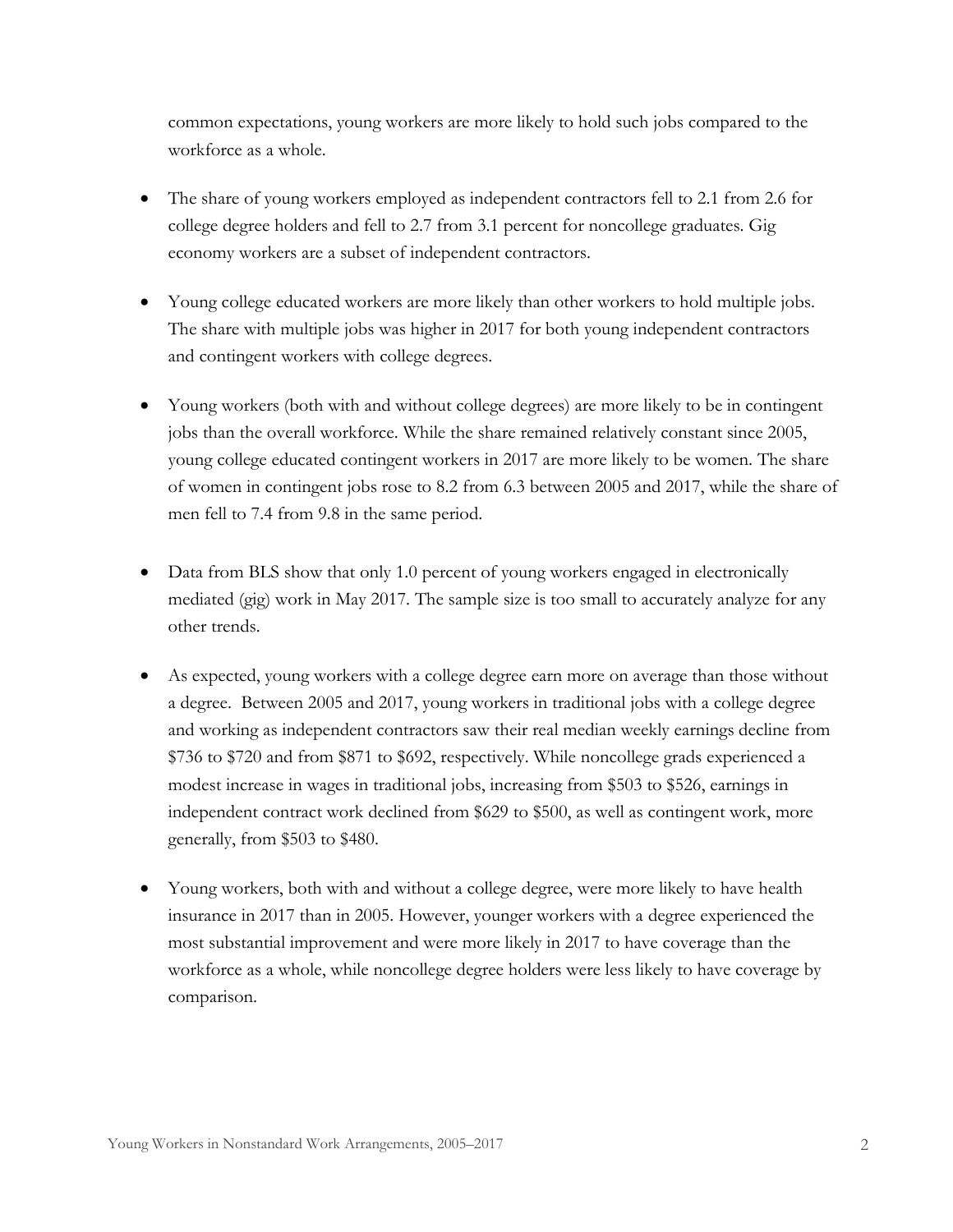common expectations, young workers are more likely to hold such jobs compared to the workforce as a whole.

- The share of young workers employed as independent contractors fell to 2.1 from 2.6 for college degree holders and fell to 2.7 from 3.1 percent for noncollege graduates. Gig economy workers are a subset of independent contractors.

- Young college educated workers are more likely than other workers to hold multiple jobs. The share with multiple jobs was higher in 2017 for both young independent contractors and contingent workers with college degrees.

- Young workers (both with and without college degrees) are more likely to be in contingent jobs than the overall workforce. While the share remained relatively constant since 2005, young college educated contingent workers in 2017 are more likely to be women. The share of women in contingent jobs rose to 8.2 from 6.3 between 2005 and 2017, while the share of men fell to 7.4 from 9.8 in the same period.

- Data from BLS show that only 1.0 percent of young workers engaged in electronically mediated (gig) work in May 2017. The sample size is too small to accurately analyze for any other trends.

- As expected, young workers with a college degree earn more on average than those without a degree. Between 2005 and 2017, young workers in traditional jobs with a college degree and working as independent contractors saw their real median weekly earnings decline from $736 to $720 and from $871 to $692, respectively. While noncollege grads experienced a modest increase in wages in traditional jobs, increasing from $503 to $526, earnings in independent contract work declined from $629 to $500, as well as contingent work, more generally, from $503 to $480.

- Young workers, both with and without a college degree, were more likely to have health insurance in 2017 than in 2005. However, younger workers with a degree experienced the most substantial improvement and were more likely in 2017 to have coverage than the workforce as a whole, while noncollege degree holders were less likely to have coverage by comparison.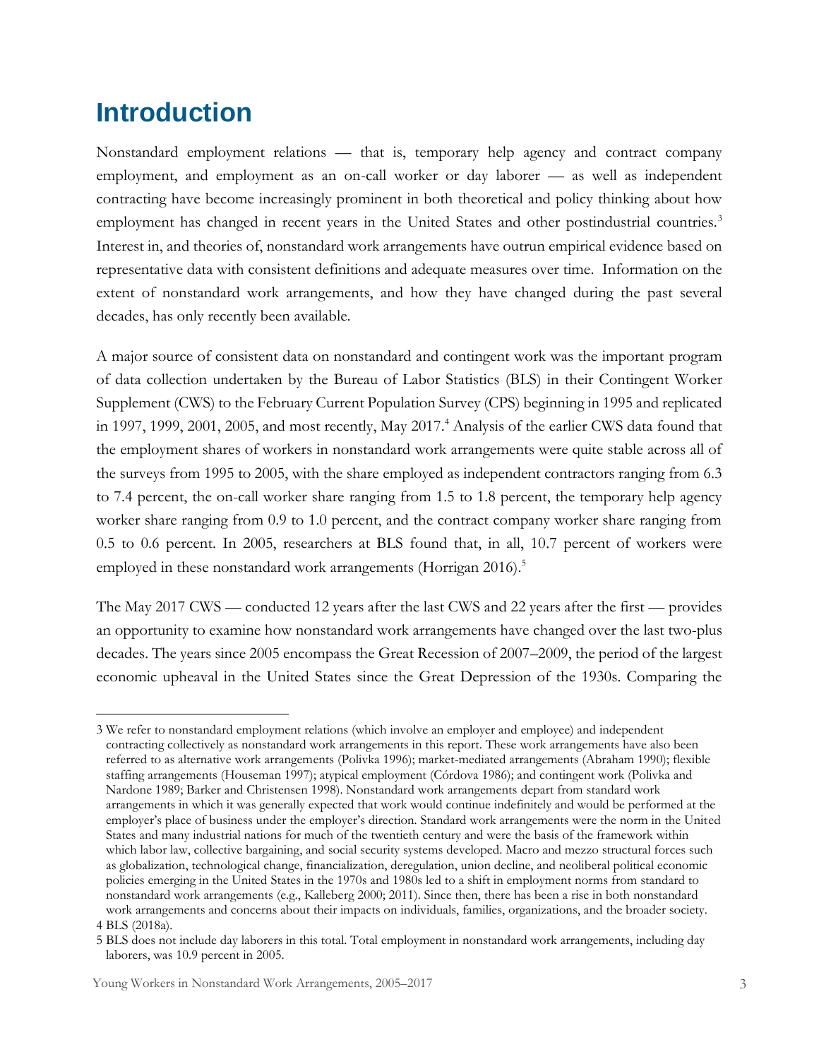# Introduction

Nonstandard employment relations — that is, temporary help agency and contract company employment, and employment as an on-call worker or day laborer — as well as independent contracting have become increasingly prominent in both theoretical and policy thinking about how employment has changed in recent years in the United States and other postindustrial countries.[3] Interest in, and theories of, nonstandard work arrangements have outrun empirical evidence based on representative data with consistent definitions and adequate measures over time. Information on the extent of nonstandard work arrangements, and how they have changed during the past several decades, has only recently been available.

A major source of consistent data on nonstandard and contingent work was the important program of data collection undertaken by the Bureau of Labor Statistics (BLS) in their Contingent Worker Supplement (CWS) to the February Current Population Survey (CPS) beginning in 1995 and replicated in 1997, 1999, 2001, 2005, and most recently, May 2017.[4] Analysis of the earlier CWS data found that the employment shares of workers in nonstandard work arrangements were quite stable across all of the surveys from 1995 to 2005, with the share employed as independent contractors ranging from 6.3 to 7.4 percent, the on-call worker share ranging from 1.5 to 1.8 percent, the temporary help agency worker share ranging from 0.9 to 1.0 percent, and the contract company worker share ranging from 0.5 to 0.6 percent. In 2005, researchers at BLS found that, in all, 10.7 percent of workers were employed in these nonstandard work arrangements (Horrigan 2016).[5]

The May 2017 CWS — conducted 12 years after the last CWS and 22 years after the first — provides an opportunity to examine how nonstandard work arrangements have changed over the last two-plus decades. The years since 2005 encompass the Great Recession of 2007–2009, the period of the largest economic upheaval in the United States since the Great Depression of the 1930s. Comparing the

---

3 We refer to nonstandard employment relations (which involve an employer and employee) and independent contracting collectively as nonstandard work arrangements in this report. These work arrangements have also been referred to as alternative work arrangements (Polivka 1996); market-mediated arrangements (Abraham 1990); flexible staffing arrangements (Houseman 1997); atypical employment (Córdova 1986); and contingent work (Polivka and Nardone 1989; Barker and Christensen 1998). Nonstandard work arrangements depart from standard work arrangements in which it was generally expected that work would continue indefinitely and would be performed at the employer's place of business under the employer's direction. Standard work arrangements were the norm in the United States and many industrial nations for much of the twentieth century and were the basis of the framework within which labor law, collective bargaining, and social security systems developed. Macro and mezzo structural forces such as globalization, technological change, financialization, deregulation, union decline, and neoliberal political economic policies emerging in the United States in the 1970s and 1980s led to a shift in employment norms from standard to nonstandard work arrangements (e.g., Kalleberg 2000; 2011). Since then, there has been a rise in both nonstandard work arrangements and concerns about their impacts on individuals, families, organizations, and the broader society.

4 BLS (2018a).

5 BLS does not include day laborers in this total. Total employment in nonstandard work arrangements, including day laborers, was 10.9 percent in 2005.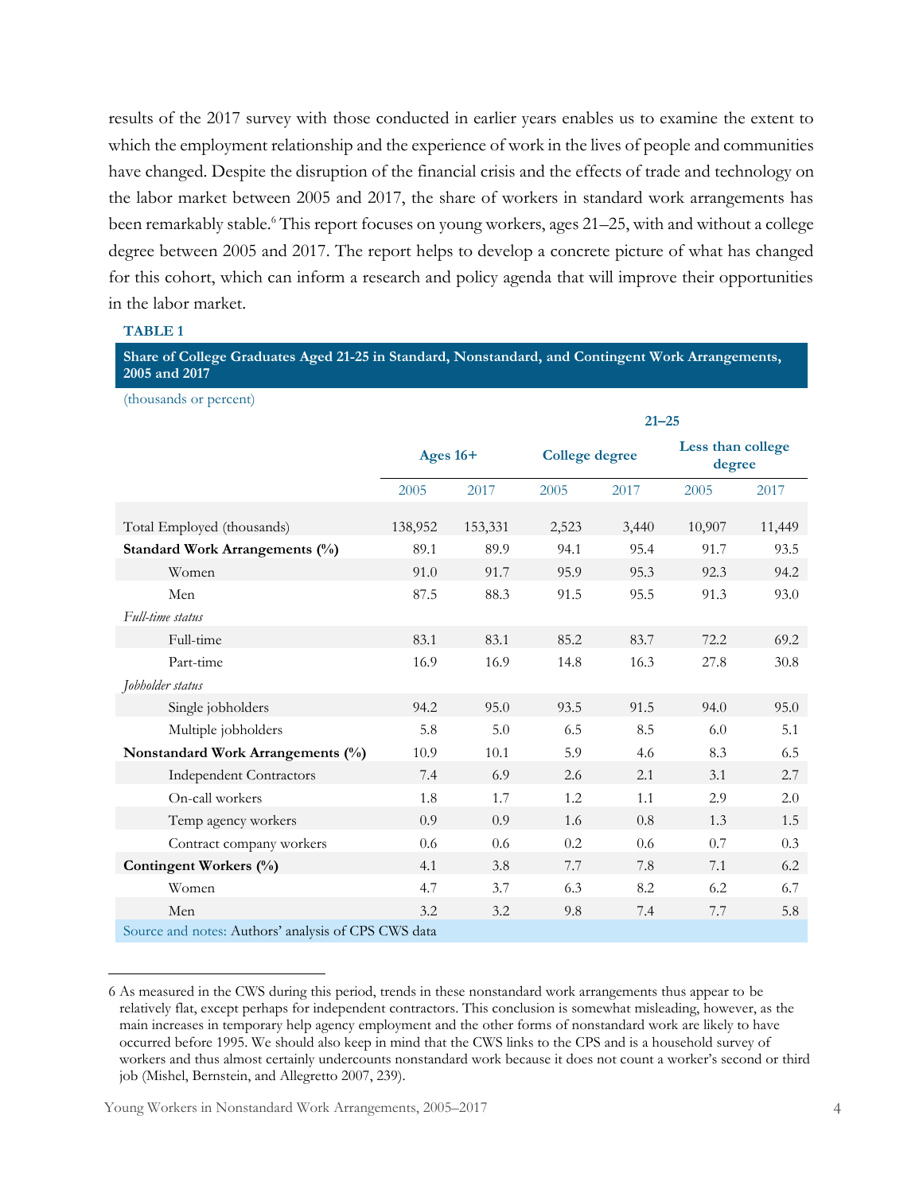results of the 2017 survey with those conducted in earlier years enables us to examine the extent to which the employment relationship and the experience of work in the lives of people and communities have changed. Despite the disruption of the financial crisis and the effects of trade and technology on the labor market between 2005 and 2017, the share of workers in standard work arrangements has been remarkably stable.[6] This report focuses on young workers, ages 21–25, with and without a college degree between 2005 and 2017. The report helps to develop a concrete picture of what has changed for this cohort, which can inform a research and policy agenda that will improve their opportunities in the labor market.

**TABLE 1**

**Share of College Graduates Aged 21-25 in Standard, Nonstandard, and Contingent Work Arrangements, 2005 and 2017**

(thousands or percent)

| | Ages 16+ | | 21–25 College degree | | 21–25 Less than college degree | |
|---|---|---|---|---|---|---|
| | 2005 | 2017 | 2005 | 2017 | 2005 | 2017 |
| Total Employed (thousands) | 138,952 | 153,331 | 2,523 | 3,440 | 10,907 | 11,449 |
| **Standard Work Arrangements (%)** | 89.1 | 89.9 | 94.1 | 95.4 | 91.7 | 93.5 |
| Women | 91.0 | 91.7 | 95.9 | 95.3 | 92.3 | 94.2 |
| Men | 87.5 | 88.3 | 91.5 | 95.5 | 91.3 | 93.0 |
| *Full-time status* | | | | | | |
| Full-time | 83.1 | 83.1 | 85.2 | 83.7 | 72.2 | 69.2 |
| Part-time | 16.9 | 16.9 | 14.8 | 16.3 | 27.8 | 30.8 |
| *Jobholder status* | | | | | | |
| Single jobholders | 94.2 | 95.0 | 93.5 | 91.5 | 94.0 | 95.0 |
| Multiple jobholders | 5.8 | 5.0 | 6.5 | 8.5 | 6.0 | 5.1 |
| **Nonstandard Work Arrangements (%)** | 10.9 | 10.1 | 5.9 | 4.6 | 8.3 | 6.5 |
| Independent Contractors | 7.4 | 6.9 | 2.6 | 2.1 | 3.1 | 2.7 |
| On-call workers | 1.8 | 1.7 | 1.2 | 1.1 | 2.9 | 2.0 |
| Temp agency workers | 0.9 | 0.9 | 1.6 | 0.8 | 1.3 | 1.5 |
| Contract company workers | 0.6 | 0.6 | 0.2 | 0.6 | 0.7 | 0.3 |
| **Contingent Workers (%)** | 4.1 | 3.8 | 7.7 | 7.8 | 7.1 | 6.2 |
| Women | 4.7 | 3.7 | 6.3 | 8.2 | 6.2 | 6.7 |
| Men | 3.2 | 3.2 | 9.8 | 7.4 | 7.7 | 5.8 |

Source and notes: Authors' analysis of CPS CWS data

6 As measured in the CWS during this period, trends in these nonstandard work arrangements thus appear to be relatively flat, except perhaps for independent contractors. This conclusion is somewhat misleading, however, as the main increases in temporary help agency employment and the other forms of nonstandard work are likely to have occurred before 1995. We should also keep in mind that the CWS links to the CPS and is a household survey of workers and thus almost certainly undercounts nonstandard work because it does not count a worker's second or third job (Mishel, Bernstein, and Allegretto 2007, 239).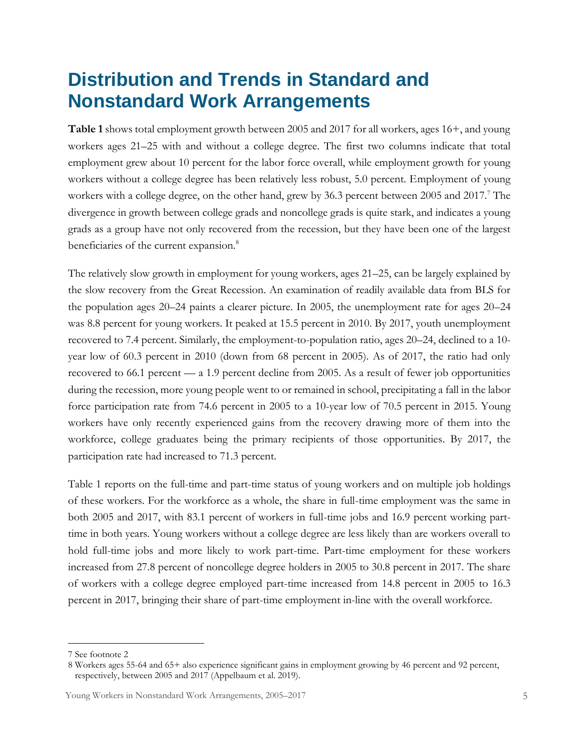# Distribution and Trends in Standard and Nonstandard Work Arrangements

**Table 1** shows total employment growth between 2005 and 2017 for all workers, ages 16+, and young workers ages 21–25 with and without a college degree. The first two columns indicate that total employment grew about 10 percent for the labor force overall, while employment growth for young workers without a college degree has been relatively less robust, 5.0 percent. Employment of young workers with a college degree, on the other hand, grew by 36.3 percent between 2005 and 2017.[7] The divergence in growth between college grads and noncollege grads is quite stark, and indicates a young grads as a group have not only recovered from the recession, but they have been one of the largest beneficiaries of the current expansion.[8]

The relatively slow growth in employment for young workers, ages 21–25, can be largely explained by the slow recovery from the Great Recession. An examination of readily available data from BLS for the population ages 20–24 paints a clearer picture. In 2005, the unemployment rate for ages 20–24 was 8.8 percent for young workers. It peaked at 15.5 percent in 2010. By 2017, youth unemployment recovered to 7.4 percent. Similarly, the employment-to-population ratio, ages 20–24, declined to a 10-year low of 60.3 percent in 2010 (down from 68 percent in 2005). As of 2017, the ratio had only recovered to 66.1 percent — a 1.9 percent decline from 2005. As a result of fewer job opportunities during the recession, more young people went to or remained in school, precipitating a fall in the labor force participation rate from 74.6 percent in 2005 to a 10-year low of 70.5 percent in 2015. Young workers have only recently experienced gains from the recovery drawing more of them into the workforce, college graduates being the primary recipients of those opportunities. By 2017, the participation rate had increased to 71.3 percent.

Table 1 reports on the full-time and part-time status of young workers and on multiple job holdings of these workers. For the workforce as a whole, the share in full-time employment was the same in both 2005 and 2017, with 83.1 percent of workers in full-time jobs and 16.9 percent working part-time in both years. Young workers without a college degree are less likely than are workers overall to hold full-time jobs and more likely to work part-time. Part-time employment for these workers increased from 27.8 percent of noncollege degree holders in 2005 to 30.8 percent in 2017. The share of workers with a college degree employed part-time increased from 14.8 percent in 2005 to 16.3 percent in 2017, bringing their share of part-time employment in-line with the overall workforce.

---

7 See footnote 2

8 Workers ages 55-64 and 65+ also experience significant gains in employment growing by 46 percent and 92 percent, respectively, between 2005 and 2017 (Appelbaum et al. 2019).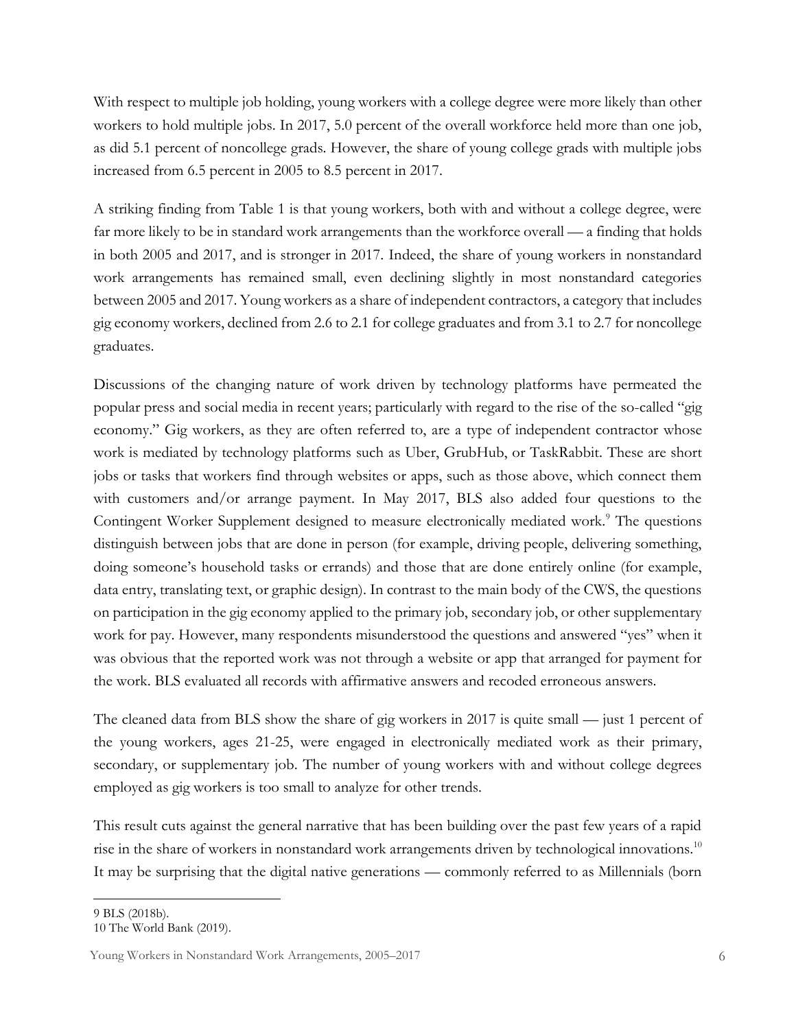With respect to multiple job holding, young workers with a college degree were more likely than other workers to hold multiple jobs. In 2017, 5.0 percent of the overall workforce held more than one job, as did 5.1 percent of noncollege grads. However, the share of young college grads with multiple jobs increased from 6.5 percent in 2005 to 8.5 percent in 2017.

A striking finding from Table 1 is that young workers, both with and without a college degree, were far more likely to be in standard work arrangements than the workforce overall — a finding that holds in both 2005 and 2017, and is stronger in 2017. Indeed, the share of young workers in nonstandard work arrangements has remained small, even declining slightly in most nonstandard categories between 2005 and 2017. Young workers as a share of independent contractors, a category that includes gig economy workers, declined from 2.6 to 2.1 for college graduates and from 3.1 to 2.7 for noncollege graduates.

Discussions of the changing nature of work driven by technology platforms have permeated the popular press and social media in recent years; particularly with regard to the rise of the so-called "gig economy." Gig workers, as they are often referred to, are a type of independent contractor whose work is mediated by technology platforms such as Uber, GrubHub, or TaskRabbit. These are short jobs or tasks that workers find through websites or apps, such as those above, which connect them with customers and/or arrange payment. In May 2017, BLS also added four questions to the Contingent Worker Supplement designed to measure electronically mediated work.[9] The questions distinguish between jobs that are done in person (for example, driving people, delivering something, doing someone's household tasks or errands) and those that are done entirely online (for example, data entry, translating text, or graphic design). In contrast to the main body of the CWS, the questions on participation in the gig economy applied to the primary job, secondary job, or other supplementary work for pay. However, many respondents misunderstood the questions and answered "yes" when it was obvious that the reported work was not through a website or app that arranged for payment for the work. BLS evaluated all records with affirmative answers and recoded erroneous answers.

The cleaned data from BLS show the share of gig workers in 2017 is quite small — just 1 percent of the young workers, ages 21-25, were engaged in electronically mediated work as their primary, secondary, or supplementary job. The number of young workers with and without college degrees employed as gig workers is too small to analyze for other trends.

This result cuts against the general narrative that has been building over the past few years of a rapid rise in the share of workers in nonstandard work arrangements driven by technological innovations.[10] It may be surprising that the digital native generations — commonly referred to as Millennials (born

---

9 BLS (2018b).

10 The World Bank (2019).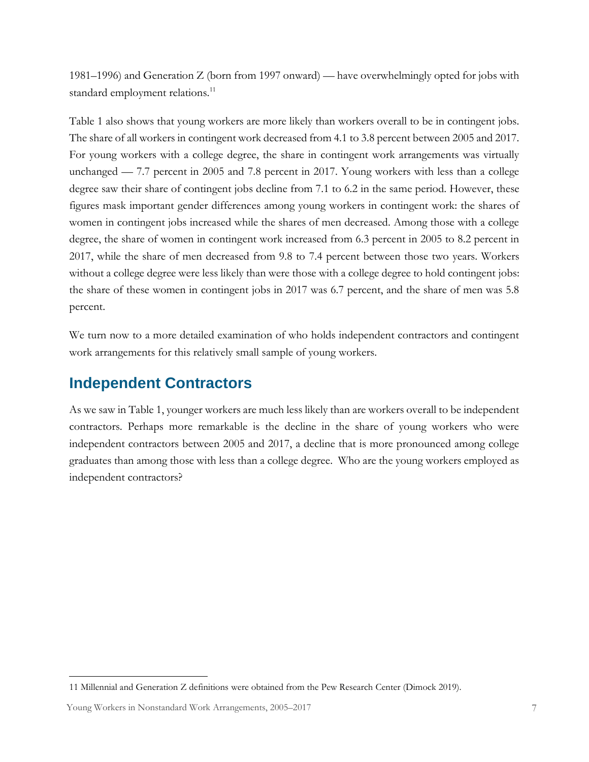1981–1996) and Generation Z (born from 1997 onward) — have overwhelmingly opted for jobs with standard employment relations.[11]

Table 1 also shows that young workers are more likely than workers overall to be in contingent jobs. The share of all workers in contingent work decreased from 4.1 to 3.8 percent between 2005 and 2017. For young workers with a college degree, the share in contingent work arrangements was virtually unchanged — 7.7 percent in 2005 and 7.8 percent in 2017. Young workers with less than a college degree saw their share of contingent jobs decline from 7.1 to 6.2 in the same period. However, these figures mask important gender differences among young workers in contingent work: the shares of women in contingent jobs increased while the shares of men decreased. Among those with a college degree, the share of women in contingent work increased from 6.3 percent in 2005 to 8.2 percent in 2017, while the share of men decreased from 9.8 to 7.4 percent between those two years. Workers without a college degree were less likely than were those with a college degree to hold contingent jobs: the share of these women in contingent jobs in 2017 was 6.7 percent, and the share of men was 5.8 percent.

We turn now to a more detailed examination of who holds independent contractors and contingent work arrangements for this relatively small sample of young workers.

## Independent Contractors

As we saw in Table 1, younger workers are much less likely than are workers overall to be independent contractors. Perhaps more remarkable is the decline in the share of young workers who were independent contractors between 2005 and 2017, a decline that is more pronounced among college graduates than among those with less than a college degree. Who are the young workers employed as independent contractors?

11 Millennial and Generation Z definitions were obtained from the Pew Research Center (Dimock 2019).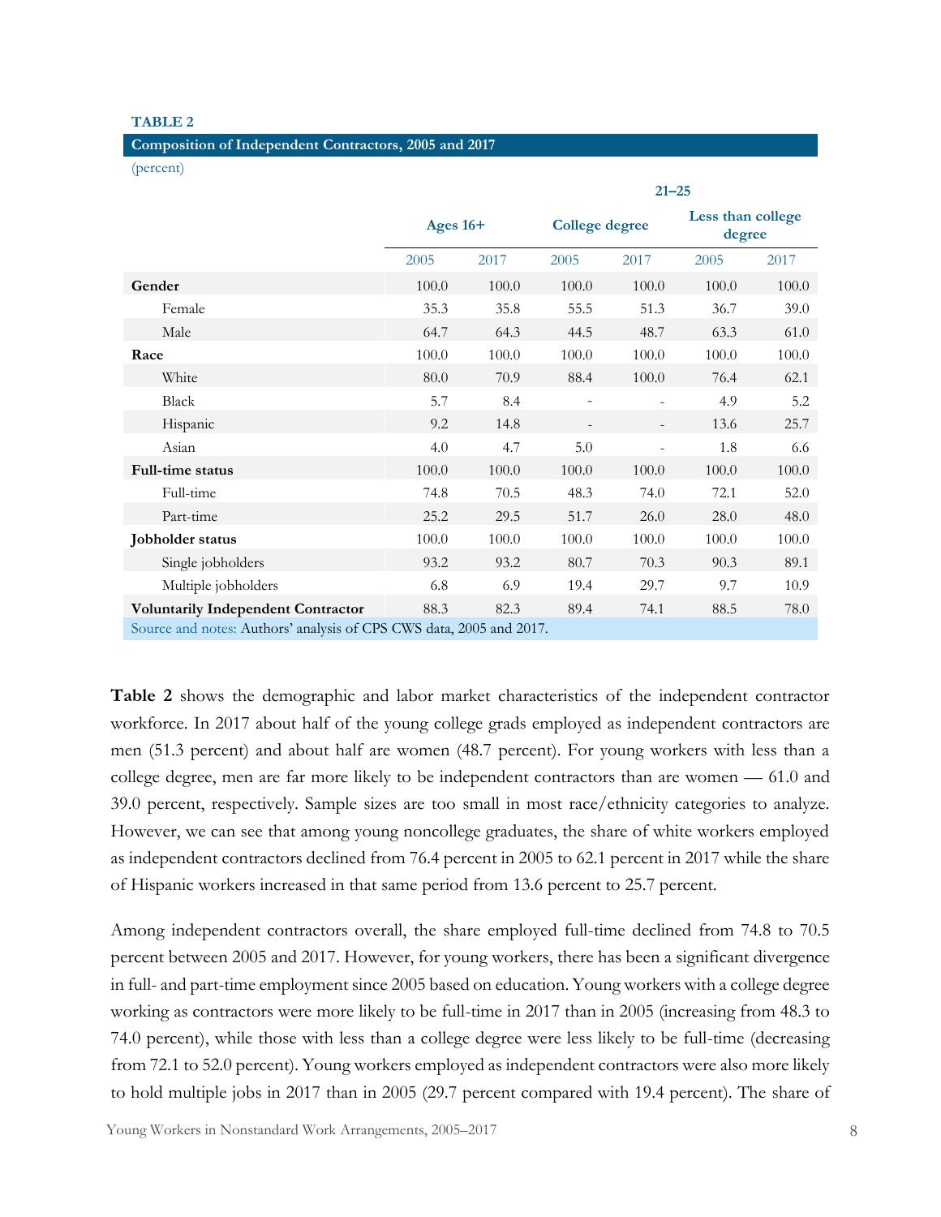**TABLE 2**

**Composition of Independent Contractors, 2005 and 2017**

(percent)

| | Ages 16+ | | 21–25 College degree | | 21–25 Less than college degree | |
|---|---|---|---|---|---|---|
| | 2005 | 2017 | 2005 | 2017 | 2005 | 2017 |
| **Gender** | 100.0 | 100.0 | 100.0 | 100.0 | 100.0 | 100.0 |
| Female | 35.3 | 35.8 | 55.5 | 51.3 | 36.7 | 39.0 |
| Male | 64.7 | 64.3 | 44.5 | 48.7 | 63.3 | 61.0 |
| **Race** | 100.0 | 100.0 | 100.0 | 100.0 | 100.0 | 100.0 |
| White | 80.0 | 70.9 | 88.4 | 100.0 | 76.4 | 62.1 |
| Black | 5.7 | 8.4 | - | - | 4.9 | 5.2 |
| Hispanic | 9.2 | 14.8 | - | - | 13.6 | 25.7 |
| Asian | 4.0 | 4.7 | 5.0 | - | 1.8 | 6.6 |
| **Full-time status** | 100.0 | 100.0 | 100.0 | 100.0 | 100.0 | 100.0 |
| Full-time | 74.8 | 70.5 | 48.3 | 74.0 | 72.1 | 52.0 |
| Part-time | 25.2 | 29.5 | 51.7 | 26.0 | 28.0 | 48.0 |
| **Jobholder status** | 100.0 | 100.0 | 100.0 | 100.0 | 100.0 | 100.0 |
| Single jobholders | 93.2 | 93.2 | 80.7 | 70.3 | 90.3 | 89.1 |
| Multiple jobholders | 6.8 | 6.9 | 19.4 | 29.7 | 9.7 | 10.9 |
| **Voluntarily Independent Contractor** | 88.3 | 82.3 | 89.4 | 74.1 | 88.5 | 78.0 |

Source and notes: Authors' analysis of CPS CWS data, 2005 and 2017.

**Table 2** shows the demographic and labor market characteristics of the independent contractor workforce. In 2017 about half of the young college grads employed as independent contractors are men (51.3 percent) and about half are women (48.7 percent). For young workers with less than a college degree, men are far more likely to be independent contractors than are women — 61.0 and 39.0 percent, respectively. Sample sizes are too small in most race/ethnicity categories to analyze. However, we can see that among young noncollege graduates, the share of white workers employed as independent contractors declined from 76.4 percent in 2005 to 62.1 percent in 2017 while the share of Hispanic workers increased in that same period from 13.6 percent to 25.7 percent.

Among independent contractors overall, the share employed full-time declined from 74.8 to 70.5 percent between 2005 and 2017. However, for young workers, there has been a significant divergence in full- and part-time employment since 2005 based on education. Young workers with a college degree working as contractors were more likely to be full-time in 2017 than in 2005 (increasing from 48.3 to 74.0 percent), while those with less than a college degree were less likely to be full-time (decreasing from 72.1 to 52.0 percent). Young workers employed as independent contractors were also more likely to hold multiple jobs in 2017 than in 2005 (29.7 percent compared with 19.4 percent). The share of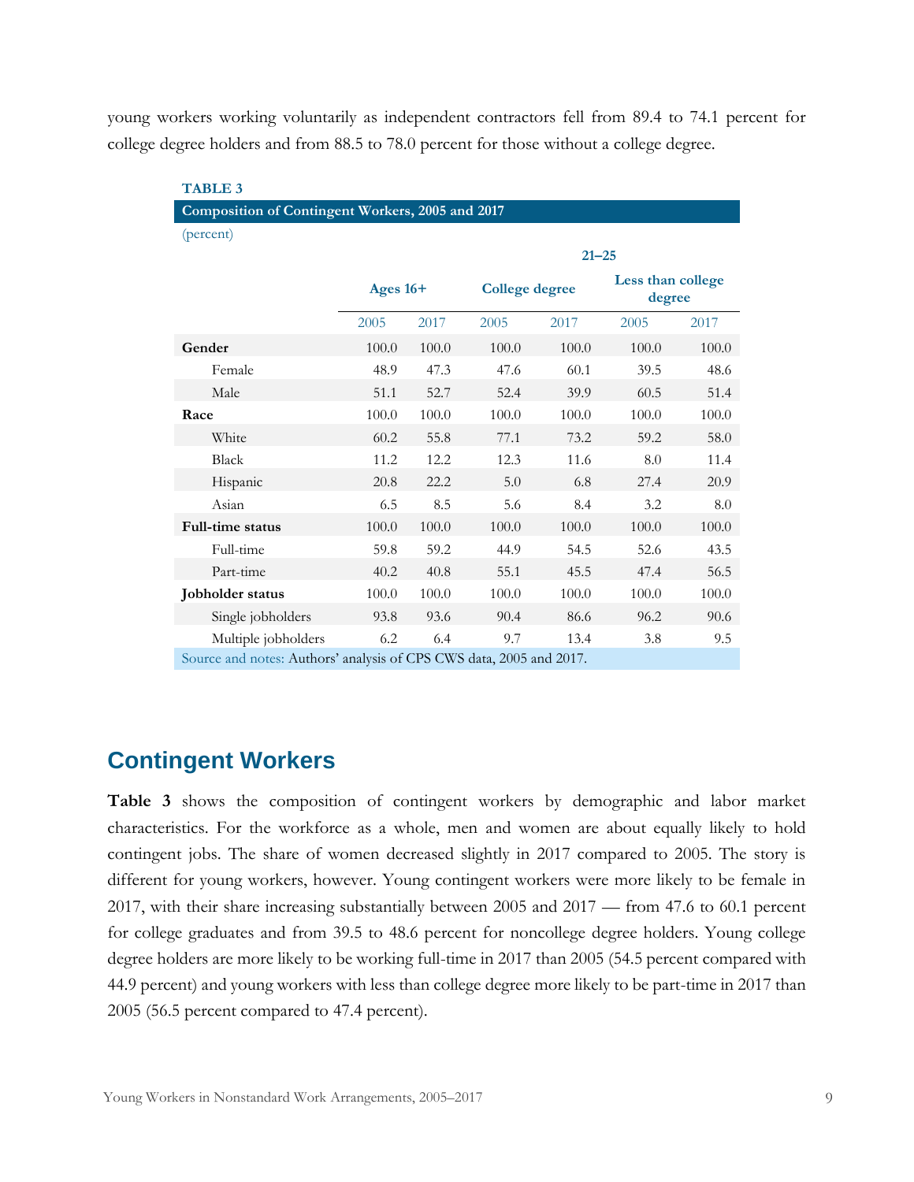young workers working voluntarily as independent contractors fell from 89.4 to 74.1 percent for college degree holders and from 88.5 to 78.0 percent for those without a college degree.

**TABLE 3**

**Composition of Contingent Workers, 2005 and 2017**

(percent)

| | Ages 16+ | | 21–25 College degree | | 21–25 Less than college degree | |
|---|---|---|---|---|---|---|
| | 2005 | 2017 | 2005 | 2017 | 2005 | 2017 |
| **Gender** | 100.0 | 100.0 | 100.0 | 100.0 | 100.0 | 100.0 |
| Female | 48.9 | 47.3 | 47.6 | 60.1 | 39.5 | 48.6 |
| Male | 51.1 | 52.7 | 52.4 | 39.9 | 60.5 | 51.4 |
| **Race** | 100.0 | 100.0 | 100.0 | 100.0 | 100.0 | 100.0 |
| White | 60.2 | 55.8 | 77.1 | 73.2 | 59.2 | 58.0 |
| Black | 11.2 | 12.2 | 12.3 | 11.6 | 8.0 | 11.4 |
| Hispanic | 20.8 | 22.2 | 5.0 | 6.8 | 27.4 | 20.9 |
| Asian | 6.5 | 8.5 | 5.6 | 8.4 | 3.2 | 8.0 |
| **Full-time status** | 100.0 | 100.0 | 100.0 | 100.0 | 100.0 | 100.0 |
| Full-time | 59.8 | 59.2 | 44.9 | 54.5 | 52.6 | 43.5 |
| Part-time | 40.2 | 40.8 | 55.1 | 45.5 | 47.4 | 56.5 |
| **Jobholder status** | 100.0 | 100.0 | 100.0 | 100.0 | 100.0 | 100.0 |
| Single jobholders | 93.8 | 93.6 | 90.4 | 86.6 | 96.2 | 90.6 |
| Multiple jobholders | 6.2 | 6.4 | 9.7 | 13.4 | 3.8 | 9.5 |

Source and notes: Authors' analysis of CPS CWS data, 2005 and 2017.

## Contingent Workers

**Table 3** shows the composition of contingent workers by demographic and labor market characteristics. For the workforce as a whole, men and women are about equally likely to hold contingent jobs. The share of women decreased slightly in 2017 compared to 2005. The story is different for young workers, however. Young contingent workers were more likely to be female in 2017, with their share increasing substantially between 2005 and 2017 — from 47.6 to 60.1 percent for college graduates and from 39.5 to 48.6 percent for noncollege degree holders. Young college degree holders are more likely to be working full-time in 2017 than 2005 (54.5 percent compared with 44.9 percent) and young workers with less than college degree more likely to be part-time in 2017 than 2005 (56.5 percent compared to 47.4 percent).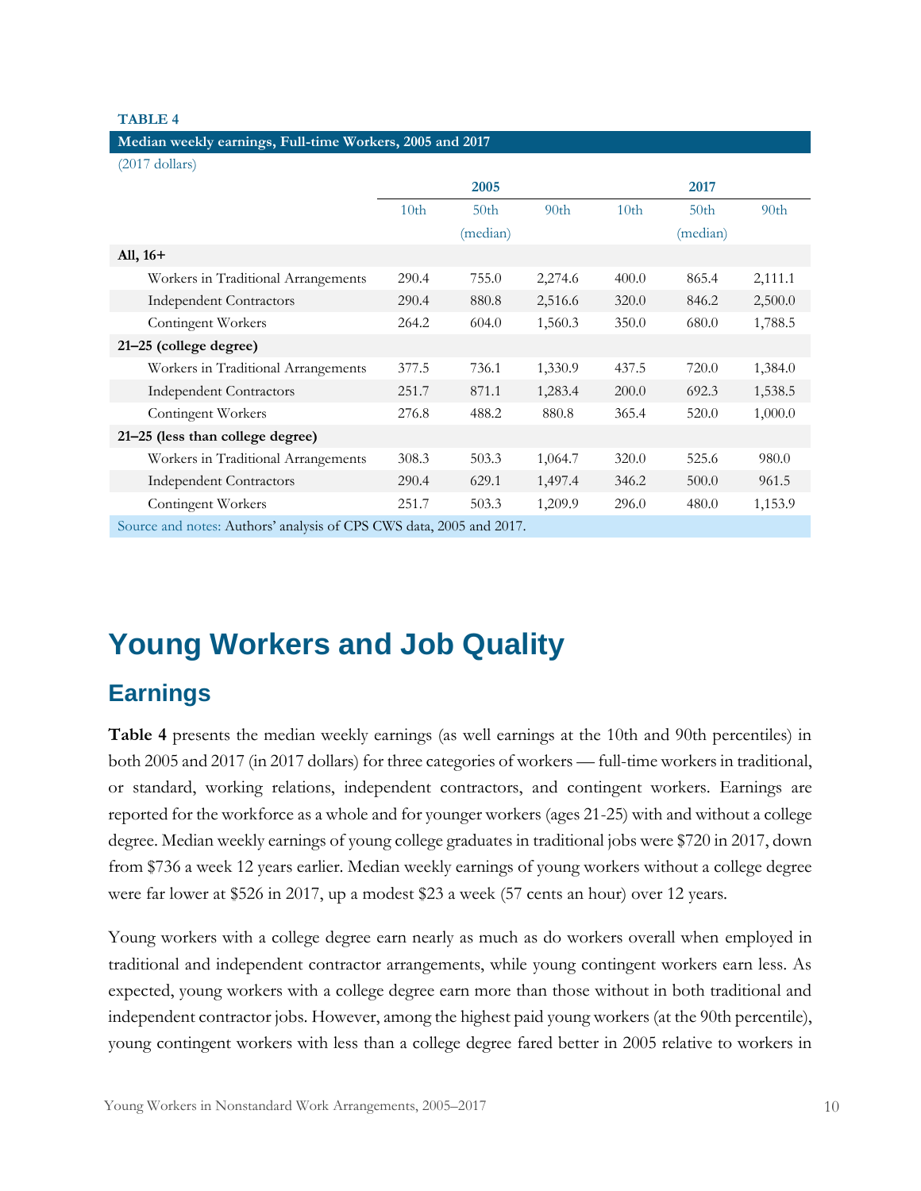**TABLE 4**

**Median weekly earnings, Full-time Workers, 2005 and 2017**

(2017 dollars)

| | 2005 | | | 2017 | | |
|---|---|---|---|---|---|---|
| | 10th | 50th (median) | 90th | 10th | 50th (median) | 90th |
| **All, 16+** | | | | | | |
| Workers in Traditional Arrangements | 290.4 | 755.0 | 2,274.6 | 400.0 | 865.4 | 2,111.1 |
| Independent Contractors | 290.4 | 880.8 | 2,516.6 | 320.0 | 846.2 | 2,500.0 |
| Contingent Workers | 264.2 | 604.0 | 1,560.3 | 350.0 | 680.0 | 1,788.5 |
| **21–25 (college degree)** | | | | | | |
| Workers in Traditional Arrangements | 377.5 | 736.1 | 1,330.9 | 437.5 | 720.0 | 1,384.0 |
| Independent Contractors | 251.7 | 871.1 | 1,283.4 | 200.0 | 692.3 | 1,538.5 |
| Contingent Workers | 276.8 | 488.2 | 880.8 | 365.4 | 520.0 | 1,000.0 |
| **21–25 (less than college degree)** | | | | | | |
| Workers in Traditional Arrangements | 308.3 | 503.3 | 1,064.7 | 320.0 | 525.6 | 980.0 |
| Independent Contractors | 290.4 | 629.1 | 1,497.4 | 346.2 | 500.0 | 961.5 |
| Contingent Workers | 251.7 | 503.3 | 1,209.9 | 296.0 | 480.0 | 1,153.9 |

Source and notes: Authors' analysis of CPS CWS data, 2005 and 2017.

# Young Workers and Job Quality

## Earnings

**Table 4** presents the median weekly earnings (as well earnings at the 10th and 90th percentiles) in both 2005 and 2017 (in 2017 dollars) for three categories of workers — full-time workers in traditional, or standard, working relations, independent contractors, and contingent workers. Earnings are reported for the workforce as a whole and for younger workers (ages 21-25) with and without a college degree. Median weekly earnings of young college graduates in traditional jobs were $720 in 2017, down from $736 a week 12 years earlier. Median weekly earnings of young workers without a college degree were far lower at $526 in 2017, up a modest $23 a week (57 cents an hour) over 12 years.

Young workers with a college degree earn nearly as much as do workers overall when employed in traditional and independent contractor arrangements, while young contingent workers earn less. As expected, young workers with a college degree earn more than those without in both traditional and independent contractor jobs. However, among the highest paid young workers (at the 90th percentile), young contingent workers with less than a college degree fared better in 2005 relative to workers in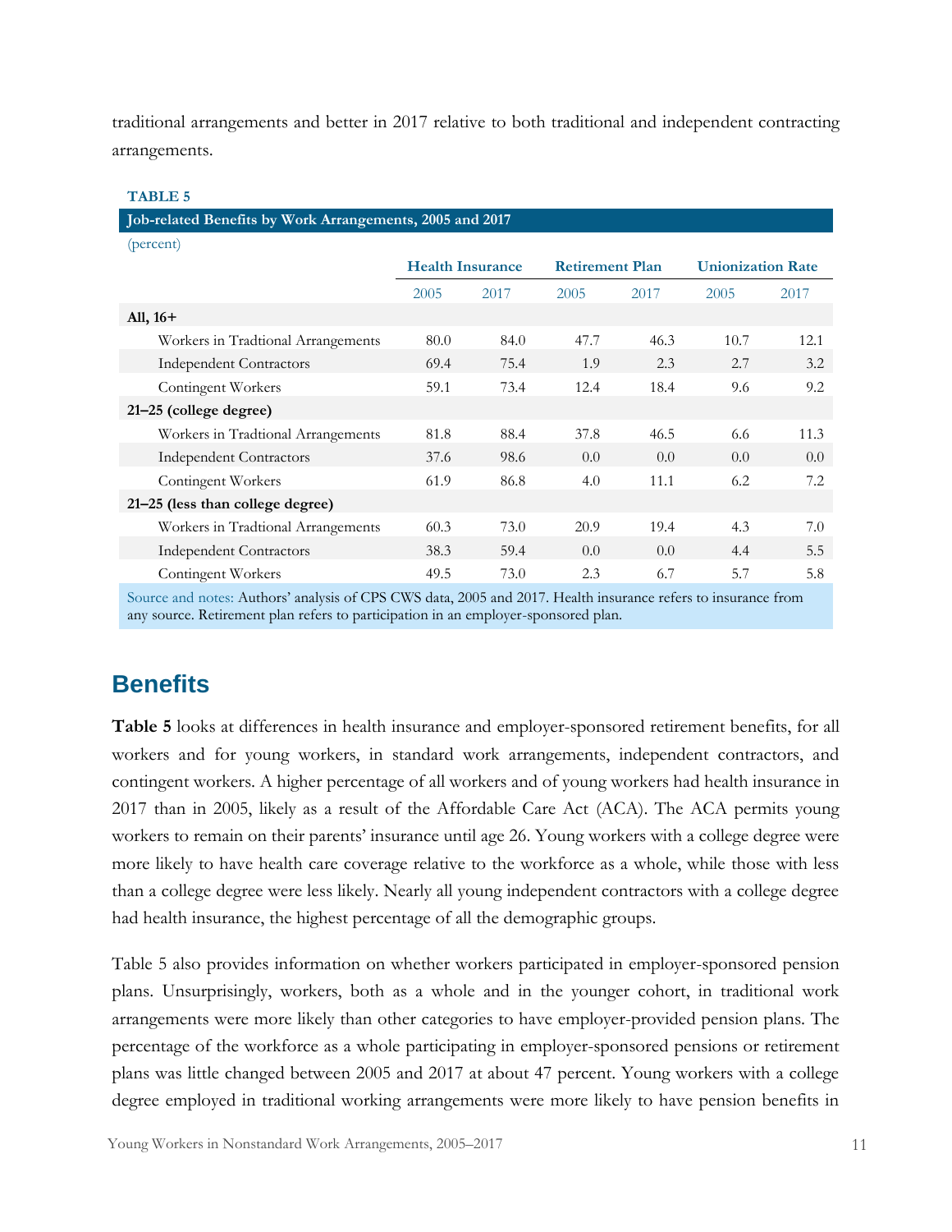traditional arrangements and better in 2017 relative to both traditional and independent contracting arrangements.

**TABLE 5**

**Job-related Benefits by Work Arrangements, 2005 and 2017**

(percent)

| | Health Insurance | | Retirement Plan | | Unionization Rate | |
|---|---|---|---|---|---|---|
| | 2005 | 2017 | 2005 | 2017 | 2005 | 2017 |
| **All, 16+** | | | | | | |
| Workers in Tradtional Arrangements | 80.0 | 84.0 | 47.7 | 46.3 | 10.7 | 12.1 |
| Independent Contractors | 69.4 | 75.4 | 1.9 | 2.3 | 2.7 | 3.2 |
| Contingent Workers | 59.1 | 73.4 | 12.4 | 18.4 | 9.6 | 9.2 |
| **21–25 (college degree)** | | | | | | |
| Workers in Tradtional Arrangements | 81.8 | 88.4 | 37.8 | 46.5 | 6.6 | 11.3 |
| Independent Contractors | 37.6 | 98.6 | 0.0 | 0.0 | 0.0 | 0.0 |
| Contingent Workers | 61.9 | 86.8 | 4.0 | 11.1 | 6.2 | 7.2 |
| **21–25 (less than college degree)** | | | | | | |
| Workers in Tradtional Arrangements | 60.3 | 73.0 | 20.9 | 19.4 | 4.3 | 7.0 |
| Independent Contractors | 38.3 | 59.4 | 0.0 | 0.0 | 4.4 | 5.5 |
| Contingent Workers | 49.5 | 73.0 | 2.3 | 6.7 | 5.7 | 5.8 |

Source and notes: Authors' analysis of CPS CWS data, 2005 and 2017. Health insurance refers to insurance from any source. Retirement plan refers to participation in an employer-sponsored plan.

## Benefits

**Table 5** looks at differences in health insurance and employer-sponsored retirement benefits, for all workers and for young workers, in standard work arrangements, independent contractors, and contingent workers. A higher percentage of all workers and of young workers had health insurance in 2017 than in 2005, likely as a result of the Affordable Care Act (ACA). The ACA permits young workers to remain on their parents' insurance until age 26. Young workers with a college degree were more likely to have health care coverage relative to the workforce as a whole, while those with less than a college degree were less likely. Nearly all young independent contractors with a college degree had health insurance, the highest percentage of all the demographic groups.

Table 5 also provides information on whether workers participated in employer-sponsored pension plans. Unsurprisingly, workers, both as a whole and in the younger cohort, in traditional work arrangements were more likely than other categories to have employer-provided pension plans. The percentage of the workforce as a whole participating in employer-sponsored pensions or retirement plans was little changed between 2005 and 2017 at about 47 percent. Young workers with a college degree employed in traditional working arrangements were more likely to have pension benefits in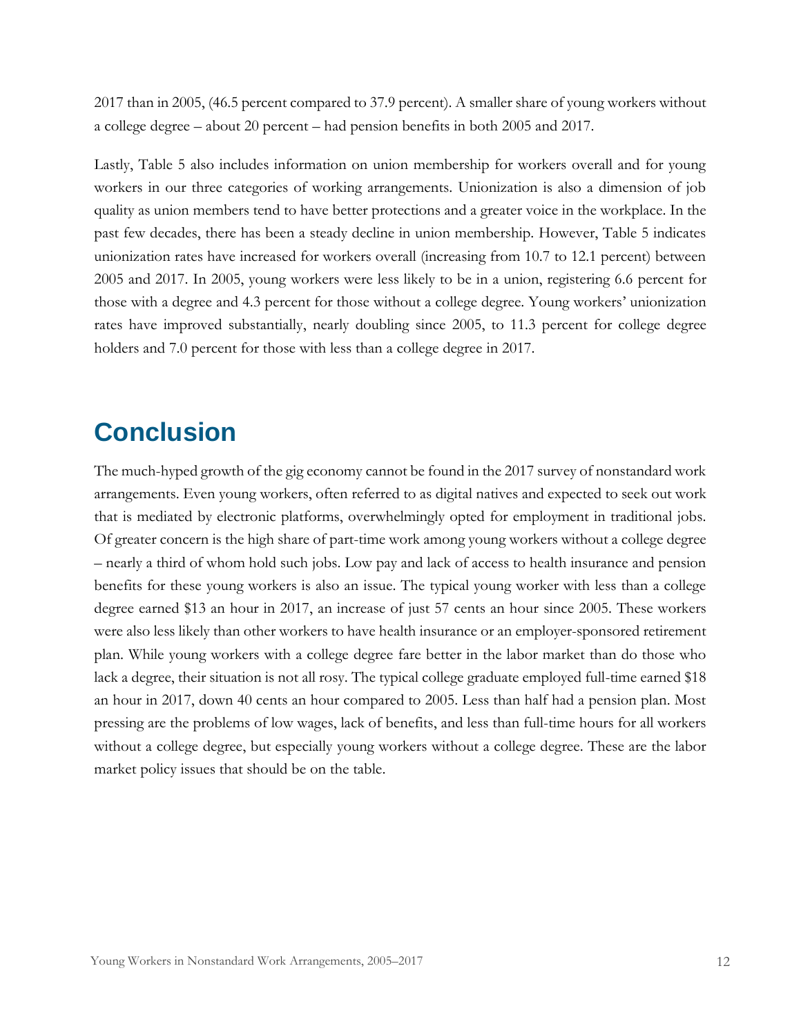2017 than in 2005, (46.5 percent compared to 37.9 percent). A smaller share of young workers without a college degree – about 20 percent – had pension benefits in both 2005 and 2017.

Lastly, Table 5 also includes information on union membership for workers overall and for young workers in our three categories of working arrangements. Unionization is also a dimension of job quality as union members tend to have better protections and a greater voice in the workplace. In the past few decades, there has been a steady decline in union membership. However, Table 5 indicates unionization rates have increased for workers overall (increasing from 10.7 to 12.1 percent) between 2005 and 2017. In 2005, young workers were less likely to be in a union, registering 6.6 percent for those with a degree and 4.3 percent for those without a college degree. Young workers' unionization rates have improved substantially, nearly doubling since 2005, to 11.3 percent for college degree holders and 7.0 percent for those with less than a college degree in 2017.

## Conclusion

The much-hyped growth of the gig economy cannot be found in the 2017 survey of nonstandard work arrangements. Even young workers, often referred to as digital natives and expected to seek out work that is mediated by electronic platforms, overwhelmingly opted for employment in traditional jobs. Of greater concern is the high share of part-time work among young workers without a college degree – nearly a third of whom hold such jobs. Low pay and lack of access to health insurance and pension benefits for these young workers is also an issue. The typical young worker with less than a college degree earned $13 an hour in 2017, an increase of just 57 cents an hour since 2005. These workers were also less likely than other workers to have health insurance or an employer-sponsored retirement plan. While young workers with a college degree fare better in the labor market than do those who lack a degree, their situation is not all rosy. The typical college graduate employed full-time earned $18 an hour in 2017, down 40 cents an hour compared to 2005. Less than half had a pension plan. Most pressing are the problems of low wages, lack of benefits, and less than full-time hours for all workers without a college degree, but especially young workers without a college degree. These are the labor market policy issues that should be on the table.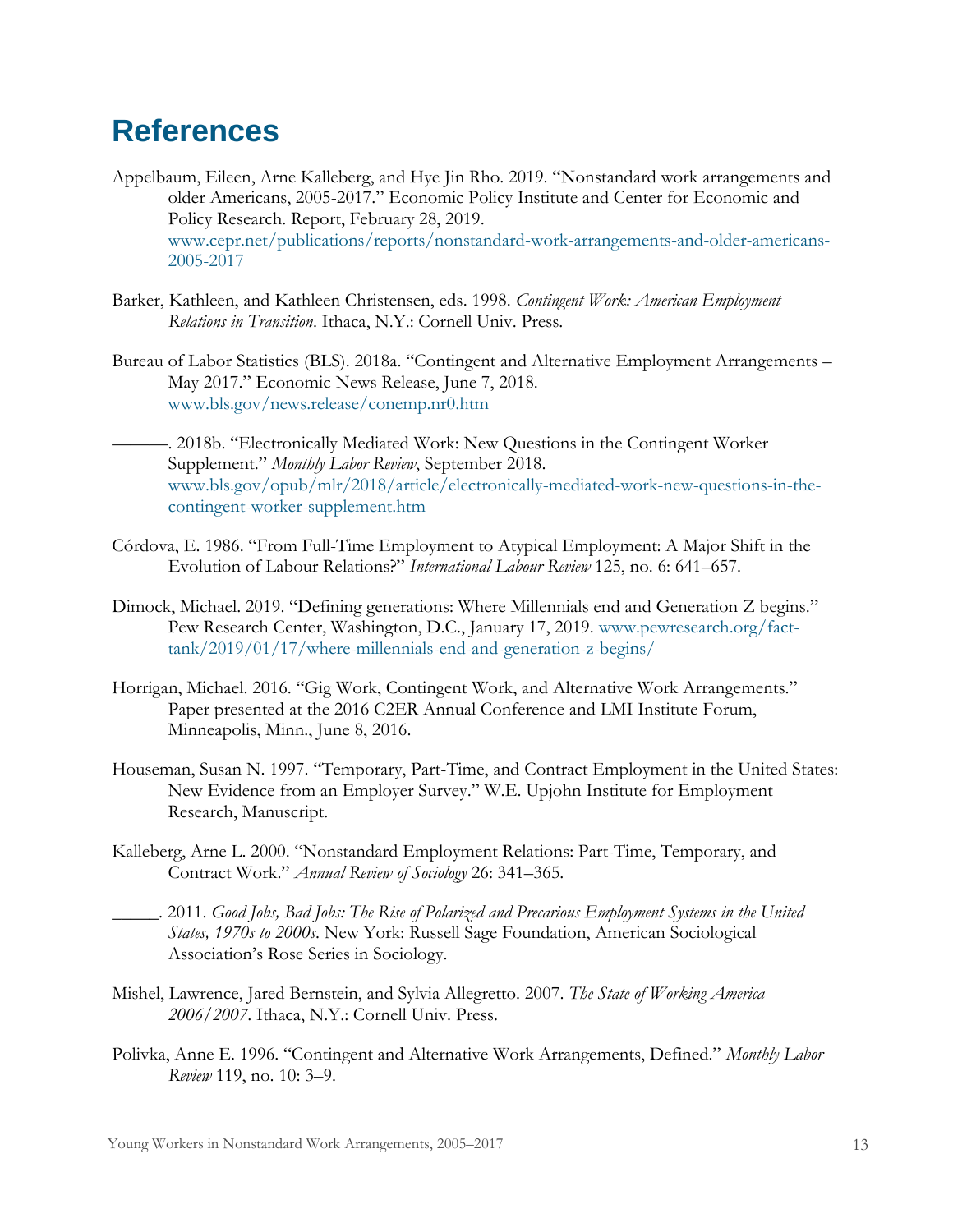# References

Appelbaum, Eileen, Arne Kalleberg, and Hye Jin Rho. 2019. "Nonstandard work arrangements and older Americans, 2005-2017." Economic Policy Institute and Center for Economic and Policy Research. Report, February 28, 2019. www.cepr.net/publications/reports/nonstandard-work-arrangements-and-older-americans-2005-2017

Barker, Kathleen, and Kathleen Christensen, eds. 1998. *Contingent Work: American Employment Relations in Transition*. Ithaca, N.Y.: Cornell Univ. Press.

Bureau of Labor Statistics (BLS). 2018a. "Contingent and Alternative Employment Arrangements – May 2017." Economic News Release, June 7, 2018. www.bls.gov/news.release/conemp.nr0.htm

———. 2018b. "Electronically Mediated Work: New Questions in the Contingent Worker Supplement." *Monthly Labor Review*, September 2018. www.bls.gov/opub/mlr/2018/article/electronically-mediated-work-new-questions-in-the-contingent-worker-supplement.htm

Córdova, E. 1986. "From Full-Time Employment to Atypical Employment: A Major Shift in the Evolution of Labour Relations?" *International Labour Review* 125, no. 6: 641–657.

Dimock, Michael. 2019. "Defining generations: Where Millennials end and Generation Z begins." Pew Research Center, Washington, D.C., January 17, 2019. www.pewresearch.org/fact-tank/2019/01/17/where-millennials-end-and-generation-z-begins/

Horrigan, Michael. 2016. "Gig Work, Contingent Work, and Alternative Work Arrangements." Paper presented at the 2016 C2ER Annual Conference and LMI Institute Forum, Minneapolis, Minn., June 8, 2016.

Houseman, Susan N. 1997. "Temporary, Part-Time, and Contract Employment in the United States: New Evidence from an Employer Survey." W.E. Upjohn Institute for Employment Research, Manuscript.

Kalleberg, Arne L. 2000. "Nonstandard Employment Relations: Part-Time, Temporary, and Contract Work." *Annual Review of Sociology* 26: 341–365.

\_\_\_\_\_. 2011. *Good Jobs, Bad Jobs: The Rise of Polarized and Precarious Employment Systems in the United States, 1970s to 2000s*. New York: Russell Sage Foundation, American Sociological Association's Rose Series in Sociology.

Mishel, Lawrence, Jared Bernstein, and Sylvia Allegretto. 2007. *The State of Working America 2006/2007*. Ithaca, N.Y.: Cornell Univ. Press.

Polivka, Anne E. 1996. "Contingent and Alternative Work Arrangements, Defined." *Monthly Labor Review* 119, no. 10: 3–9.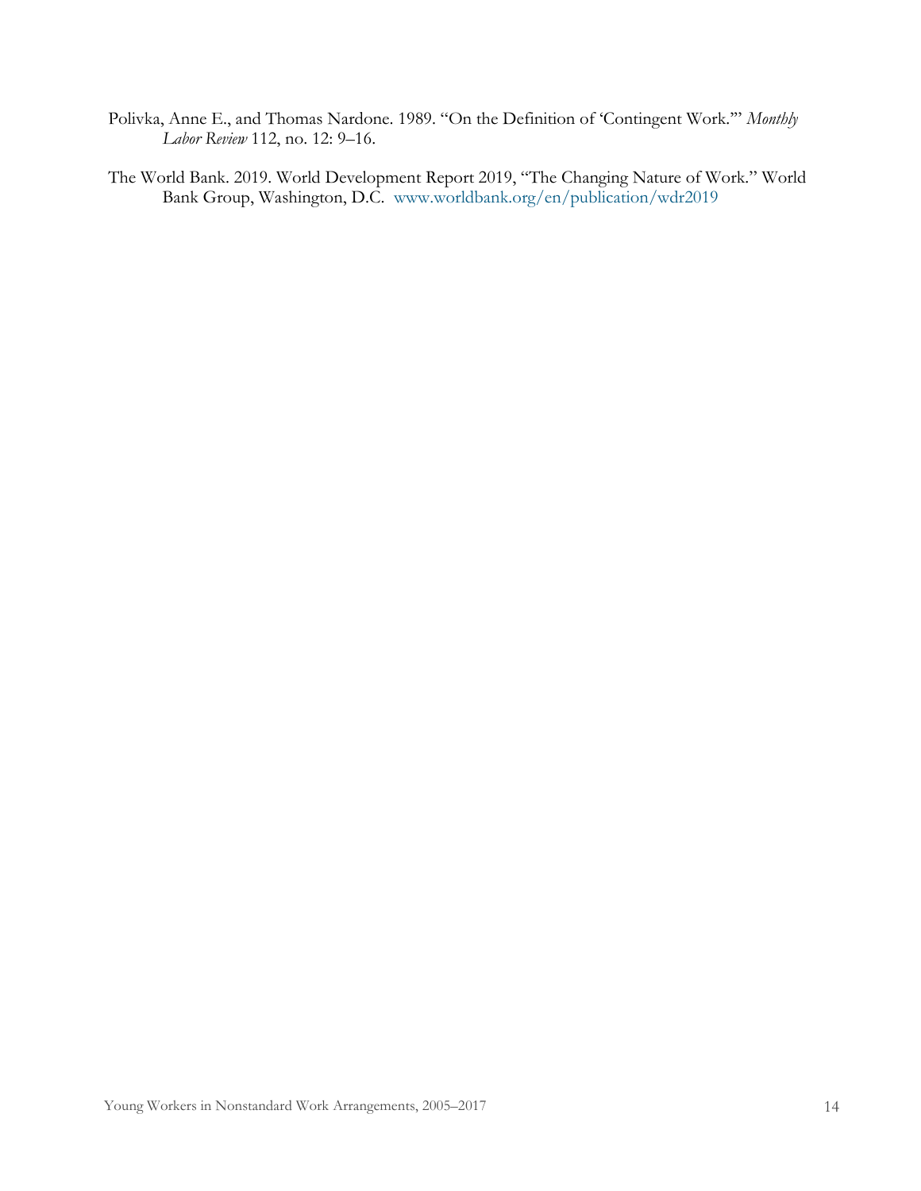Polivka, Anne E., and Thomas Nardone. 1989. "On the Definition of 'Contingent Work.'" *Monthly Labor Review* 112, no. 12: 9–16.

The World Bank. 2019. World Development Report 2019, "The Changing Nature of Work." World Bank Group, Washington, D.C. www.worldbank.org/en/publication/wdr2019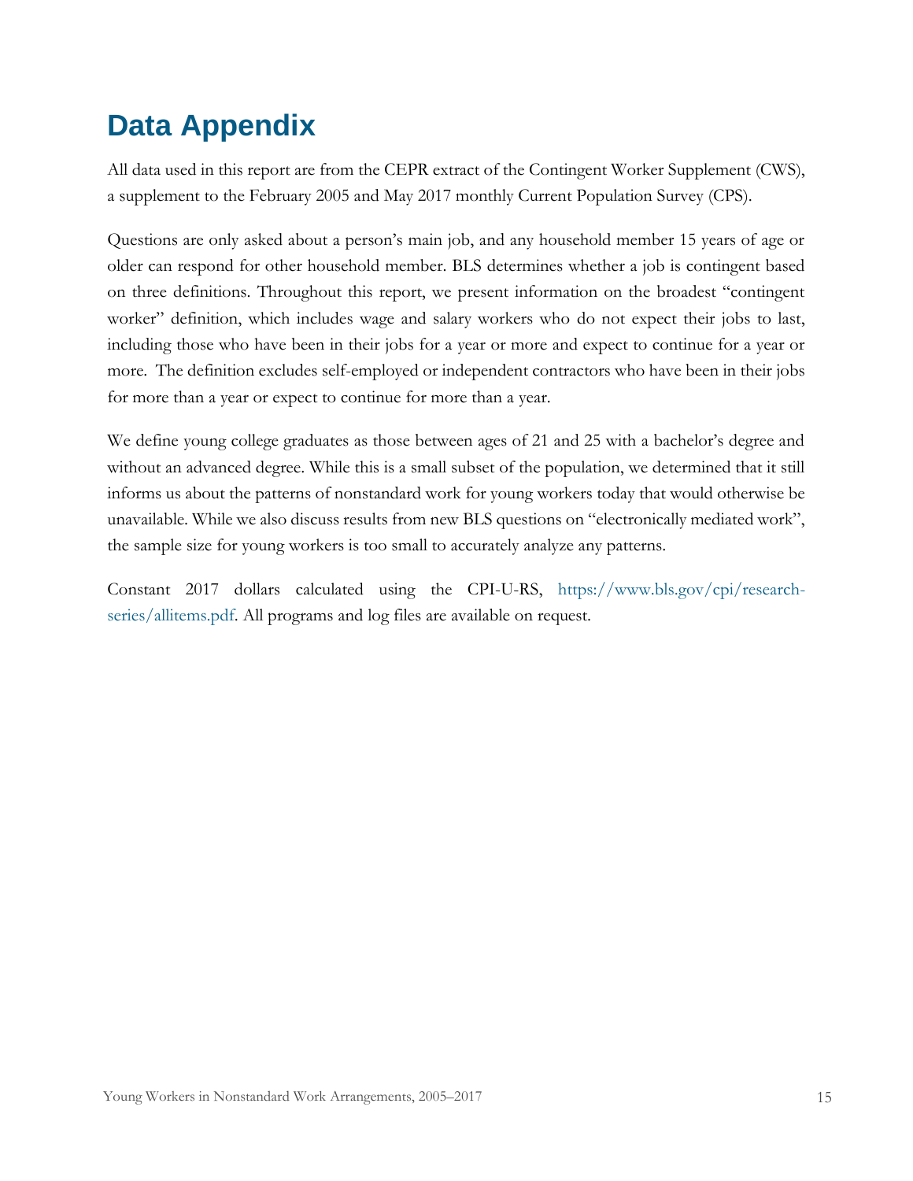# Data Appendix

All data used in this report are from the CEPR extract of the Contingent Worker Supplement (CWS), a supplement to the February 2005 and May 2017 monthly Current Population Survey (CPS).

Questions are only asked about a person's main job, and any household member 15 years of age or older can respond for other household member. BLS determines whether a job is contingent based on three definitions. Throughout this report, we present information on the broadest "contingent worker" definition, which includes wage and salary workers who do not expect their jobs to last, including those who have been in their jobs for a year or more and expect to continue for a year or more. The definition excludes self-employed or independent contractors who have been in their jobs for more than a year or expect to continue for more than a year.

We define young college graduates as those between ages of 21 and 25 with a bachelor's degree and without an advanced degree. While this is a small subset of the population, we determined that it still informs us about the patterns of nonstandard work for young workers today that would otherwise be unavailable. While we also discuss results from new BLS questions on "electronically mediated work", the sample size for young workers is too small to accurately analyze any patterns.

Constant 2017 dollars calculated using the CPI-U-RS, https://www.bls.gov/cpi/research-series/allitems.pdf. All programs and log files are available on request.